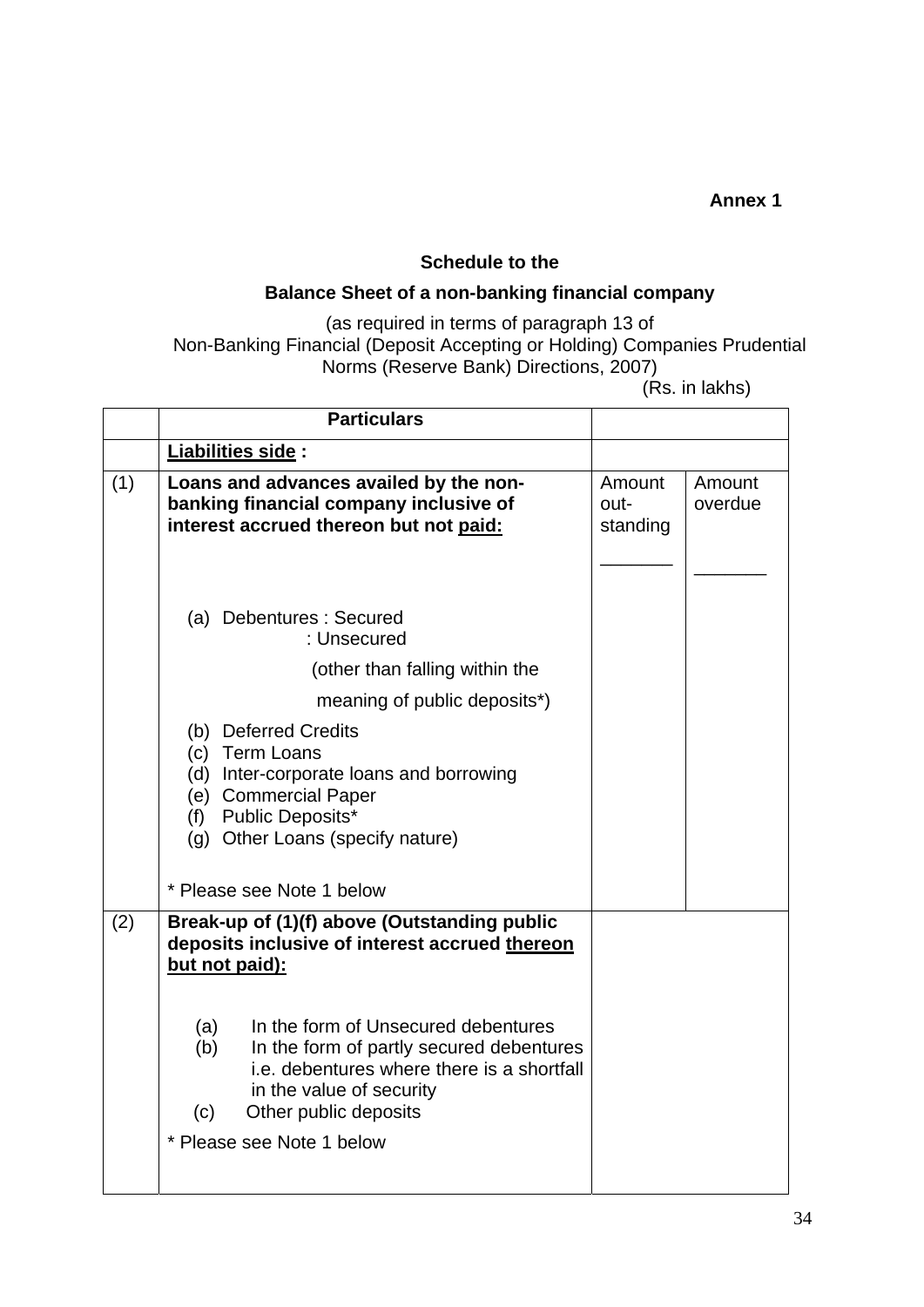**Annex 1**

**Schedule to the**

**Balance Sheet of a non-banking financial company**

(as required in terms of paragraph 13 of Non-Banking Financial (Deposit Accepting or Holding) Companies Prudential Norms (Reserve Bank) Directions, 2007)

(Rs. in lakhs)

| | **Particulars** | | |
|---|---|---|---|
| | **Liabilities side :** | | |
| (1) | **Loans and advances availed by the non-banking financial company inclusive of interest accrued thereon but not paid:**<br><br>(a) Debentures : Secured<br>: Unsecured<br>(other than falling within the meaning of public deposits*)<br>(b) Deferred Credits<br>(c) Term Loans<br>(d) Inter-corporate loans and borrowing<br>(e) Commercial Paper<br>(f) Public Deposits*<br>(g) Other Loans (specify nature)<br><br>* Please see Note 1 below | Amount out-standing<br>_______ | Amount overdue<br>_______ |
| (2) | **Break-up of (1)(f) above (Outstanding public deposits inclusive of interest accrued thereon but not paid):**<br><br>(a) In the form of Unsecured debentures<br>(b) In the form of partly secured debentures i.e. debentures where there is a shortfall in the value of security<br>(c) Other public deposits<br><br>* Please see Note 1 below | | |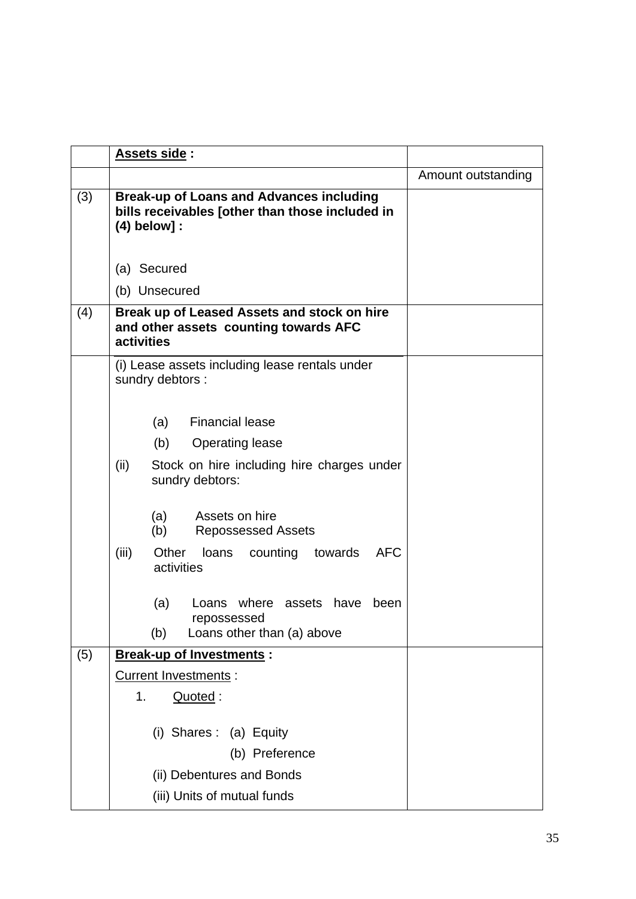|  | **Assets side** : |  |
|---|---|---|
|  |  | Amount outstanding |
| (3) | **Break-up of Loans and Advances including bills receivables [other than those included in (4) below] :**<br><br>(a) Secured<br>(b) Unsecured |  |
| (4) | **Break up of Leased Assets and stock on hire and other assets counting towards AFC activities** |  |
|  | (i) Lease assets including lease rentals under sundry debtors :<br><br>(a) Financial lease<br>(b) Operating lease<br>(ii) Stock on hire including hire charges under sundry debtors:<br><br>(a) Assets on hire<br>(b) Repossessed Assets<br>(iii) Other loans counting towards AFC activities<br><br>(a) Loans where assets have been repossessed<br>(b) Loans other than (a) above |  |
| (5) | **Break-up of Investments :**<br>Current Investments :<br>1. Quoted :<br><br>(i) Shares : (a) Equity<br>(b) Preference<br>(ii) Debentures and Bonds<br>(iii) Units of mutual funds |  |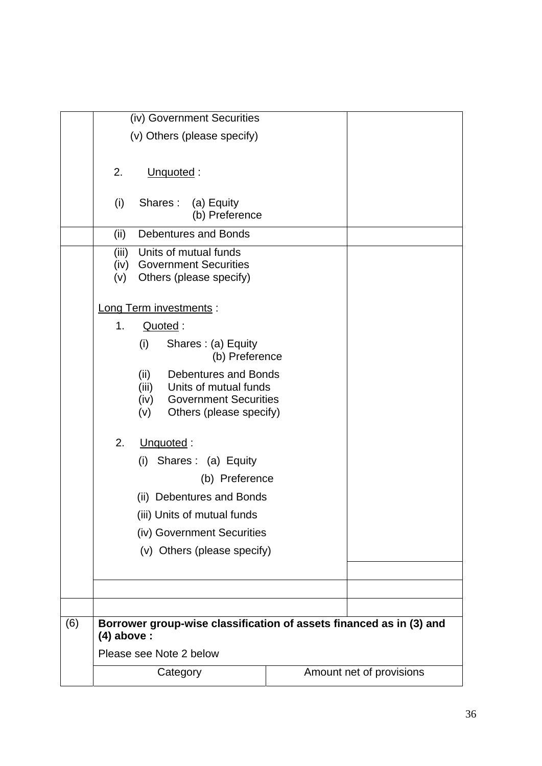| | | |
|---|---|---|
| | (iv) Government Securities<br>(v) Others (please specify)<br><br>2. Unquoted :<br><br>(i) Shares : (a) Equity<br>(b) Preference | |
| | (ii) Debentures and Bonds | |
| | (iii) Units of mutual funds<br>(iv) Government Securities<br>(v) Others (please specify)<br><br>Long Term investments :<br>1. Quoted :<br>(i) Shares : (a) Equity<br>(b) Preference<br>(ii) Debentures and Bonds<br>(iii) Units of mutual funds<br>(iv) Government Securities<br>(v) Others (please specify)<br><br>2. Unquoted :<br>(i) Shares : (a) Equity<br>(b) Preference<br>(ii) Debentures and Bonds<br>(iii) Units of mutual funds<br>(iv) Government Securities<br>(v) Others (please specify) | |
| | | |
| | | |
| | | |

| | | |
|---|---|---|
| (6) | **Borrower group-wise classification of assets financed as in (3) and (4) above :**<br>Please see Note 2 below | |
| | Category | Amount net of provisions |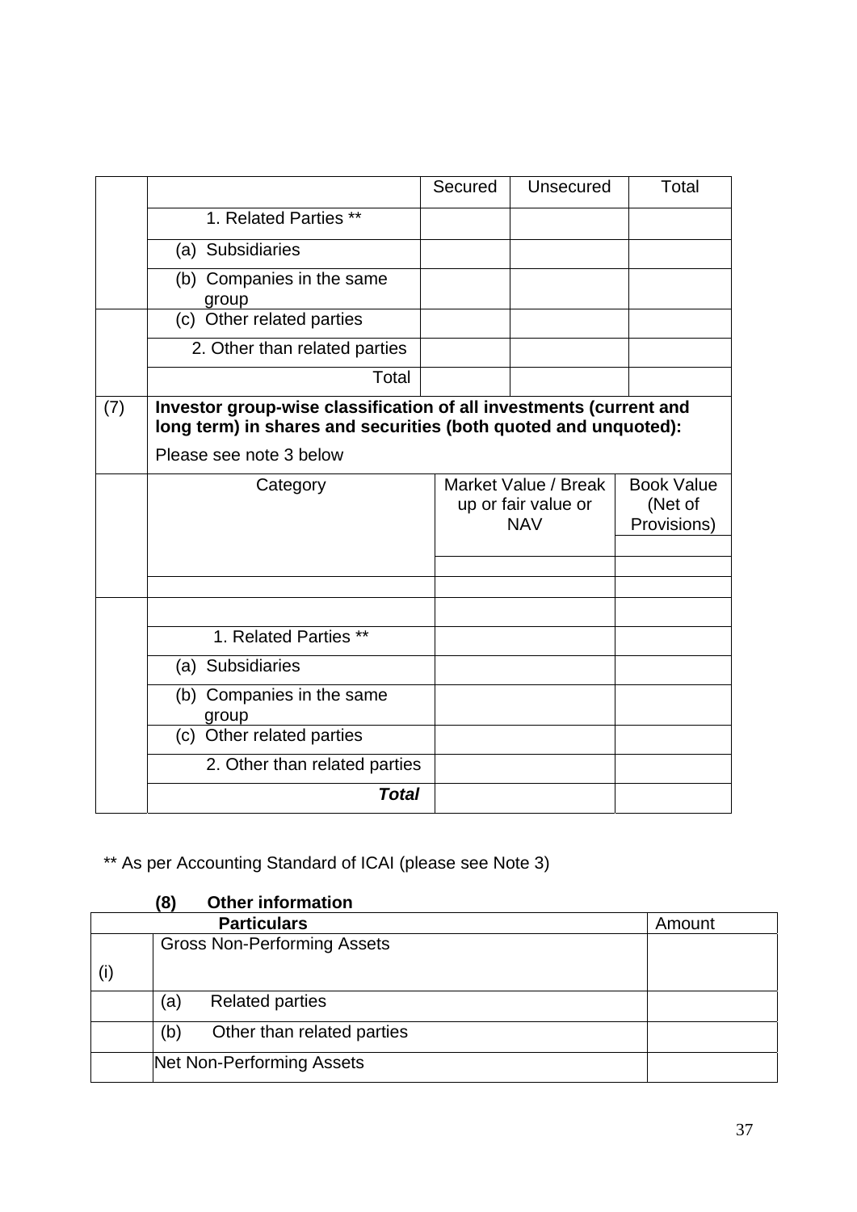| | | Secured | Unsecured | Total |
|---|---|---|---|---|
| | 1. Related Parties ** | | | |
| | (a) Subsidiaries | | | |
| | (b) Companies in the same group | | | |
| | (c) Other related parties | | | |
| | 2. Other than related parties | | | |
| | Total | | | |

| | | | |
|---|---|---|---|
| (7) | **Investor group-wise classification of all investments (current and long term) in shares and securities (both quoted and unquoted):** Please see note 3 below | | |
| | Category | Market Value / Break up or fair value or NAV | Book Value (Net of Provisions) |
| | | | |
| | | | |
| | | | |
| | 1. Related Parties ** | | |
| | (a) Subsidiaries | | |
| | (b) Companies in the same group | | |
| | (c) Other related parties | | |
| | 2. Other than related parties | | |
| | ***Total*** | | |

** As per Accounting Standard of ICAI (please see Note 3)

**(8) Other information**

| **Particulars** | | Amount |
|---|---|---|
| (i) | Gross Non-Performing Assets | |
| | (a) Related parties | |
| | (b) Other than related parties | |
| | Net Non-Performing Assets | |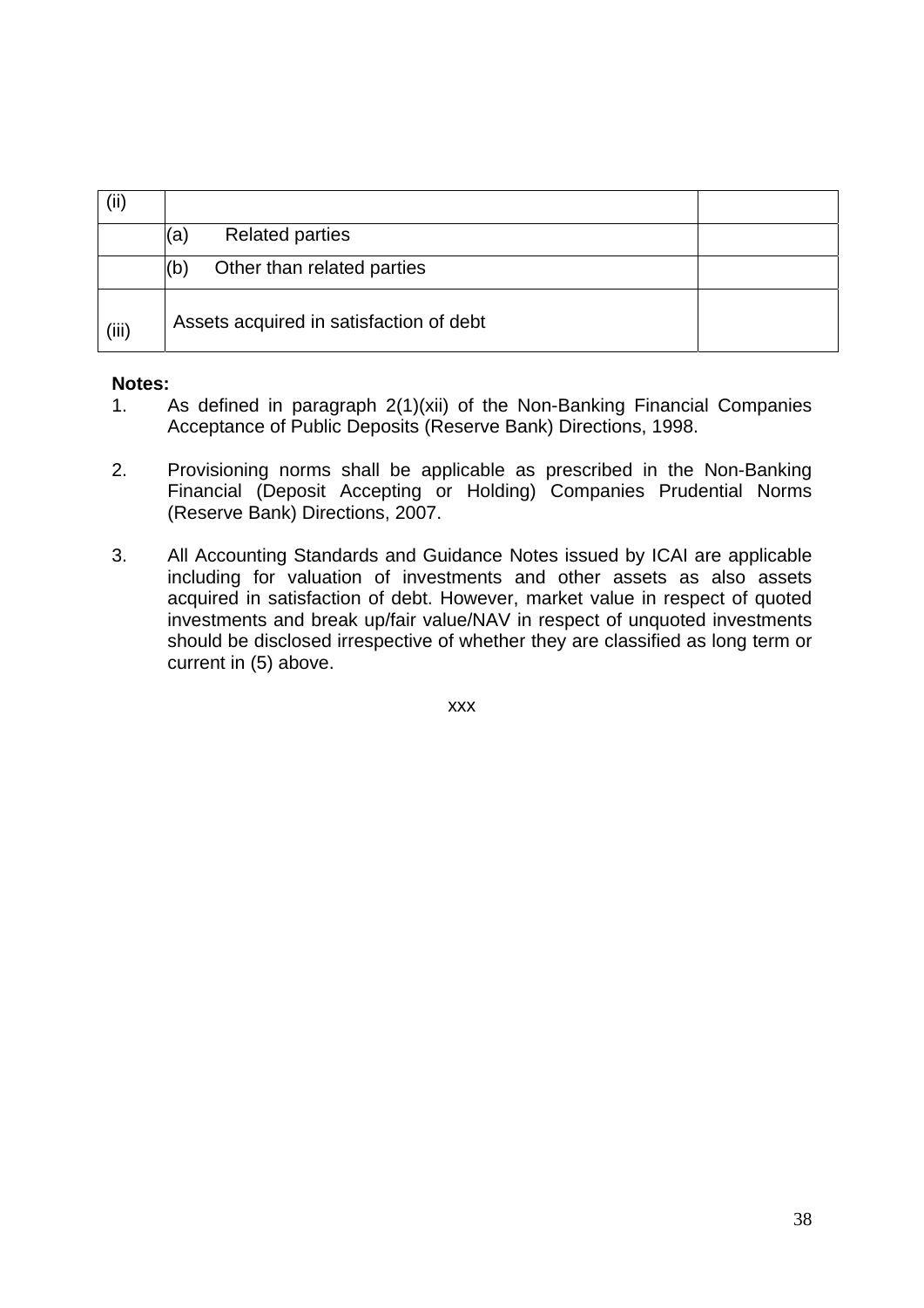| | | |
|---|---|---|
| (ii) | | |
| | (a) Related parties | |
| | (b) Other than related parties | |
| (iii) | Assets acquired in satisfaction of debt | |

**Notes:**

1. As defined in paragraph 2(1)(xii) of the Non-Banking Financial Companies Acceptance of Public Deposits (Reserve Bank) Directions, 1998.

2. Provisioning norms shall be applicable as prescribed in the Non-Banking Financial (Deposit Accepting or Holding) Companies Prudential Norms (Reserve Bank) Directions, 2007.

3. All Accounting Standards and Guidance Notes issued by ICAI are applicable including for valuation of investments and other assets as also assets acquired in satisfaction of debt. However, market value in respect of quoted investments and break up/fair value/NAV in respect of unquoted investments should be disclosed irrespective of whether they are classified as long term or current in (5) above.

xxx